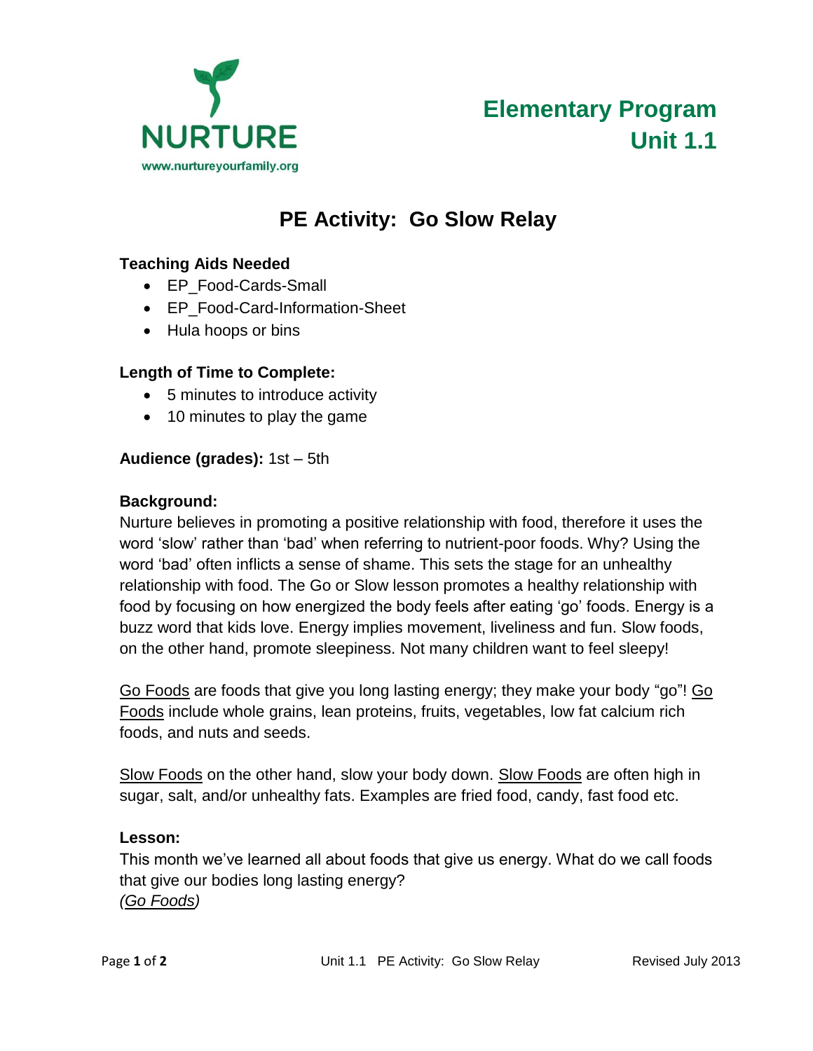NURTURE

www.nurtureyourfamily.org

**Elementary Program**
**Unit 1.1**

# PE Activity: Go Slow Relay

**Teaching Aids Needed**

- EP_Food-Cards-Small
- EP_Food-Card-Information-Sheet
- Hula hoops or bins

**Length of Time to Complete:**

- 5 minutes to introduce activity
- 10 minutes to play the game

**Audience (grades):** 1st – 5th

**Background:**

Nurture believes in promoting a positive relationship with food, therefore it uses the word 'slow' rather than 'bad' when referring to nutrient-poor foods. Why? Using the word 'bad' often inflicts a sense of shame. This sets the stage for an unhealthy relationship with food. The Go or Slow lesson promotes a healthy relationship with food by focusing on how energized the body feels after eating 'go' foods. Energy is a buzz word that kids love. Energy implies movement, liveliness and fun. Slow foods, on the other hand, promote sleepiness. Not many children want to feel sleepy!

<u>Go Foods</u> are foods that give you long lasting energy; they make your body "go"! <u>Go Foods</u> include whole grains, lean proteins, fruits, vegetables, low fat calcium rich foods, and nuts and seeds.

<u>Slow Foods</u> on the other hand, slow your body down. <u>Slow Foods</u> are often high in sugar, salt, and/or unhealthy fats. Examples are fried food, candy, fast food etc.

**Lesson:**

This month we've learned all about foods that give us energy. What do we call foods that give our bodies long lasting energy?

*(<u>Go Foods</u>)*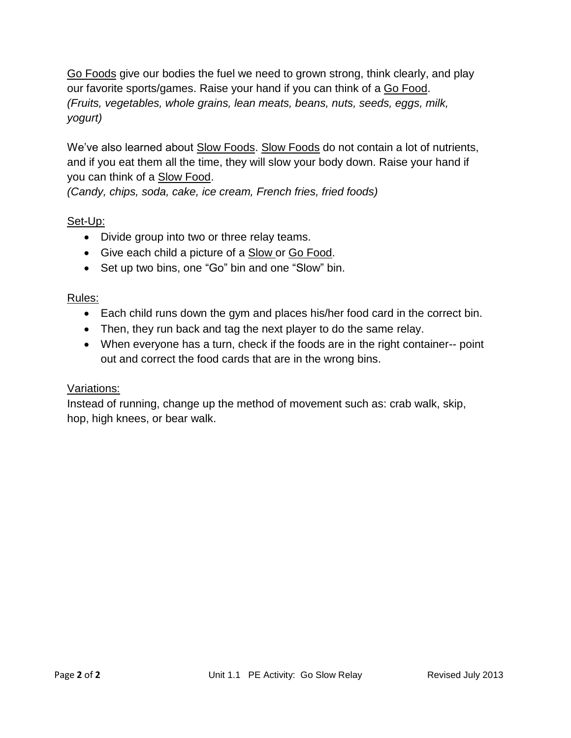Go Foods give our bodies the fuel we need to grown strong, think clearly, and play our favorite sports/games. Raise your hand if you can think of a Go Food.
*(Fruits, vegetables, whole grains, lean meats, beans, nuts, seeds, eggs, milk, yogurt)*

We've also learned about Slow Foods. Slow Foods do not contain a lot of nutrients, and if you eat them all the time, they will slow your body down. Raise your hand if you can think of a Slow Food.
*(Candy, chips, soda, cake, ice cream, French fries, fried foods)*

Set-Up:

- Divide group into two or three relay teams.
- Give each child a picture of a Slow or Go Food.
- Set up two bins, one "Go" bin and one "Slow" bin.

Rules:

- Each child runs down the gym and places his/her food card in the correct bin.
- Then, they run back and tag the next player to do the same relay.
- When everyone has a turn, check if the foods are in the right container-- point out and correct the food cards that are in the wrong bins.

Variations:

Instead of running, change up the method of movement such as: crab walk, skip, hop, high knees, or bear walk.